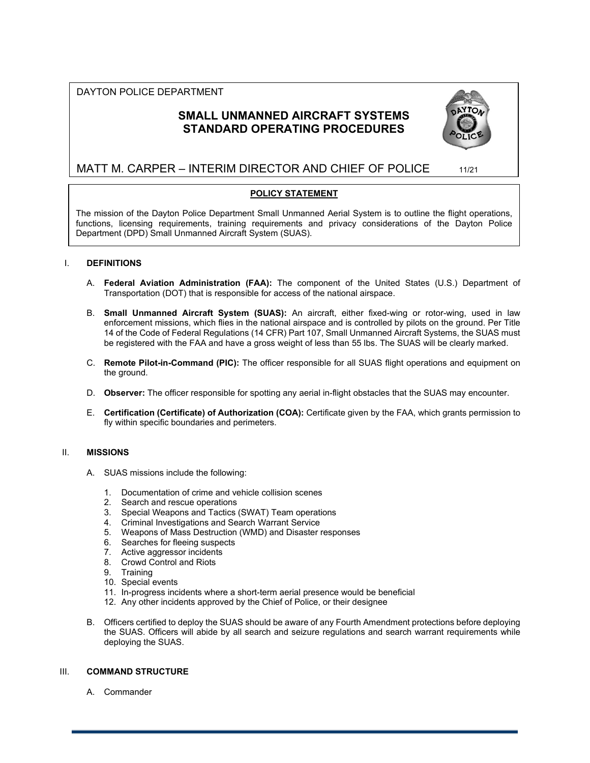DAYTON POLICE DEPARTMENT

# SMALL UNMANNED AIRCRAFT SYSTEMS STANDARD OPERATING PROCEDURES

MATT M. CARPER – INTERIM DIRECTOR AND CHIEF OF POLICE 11/21

## POLICY STATEMENT

The mission of the Dayton Police Department Small Unmanned Aerial System is to outline the flight operations, functions, licensing requirements, training requirements and privacy considerations of the Dayton Police Department (DPD) Small Unmanned Aircraft System (SUAS).

## I. DEFINITIONS

A. **Federal Aviation Administration (FAA):** The component of the United States (U.S.) Department of Transportation (DOT) that is responsible for access of the national airspace.

B. **Small Unmanned Aircraft System (SUAS):** An aircraft, either fixed-wing or rotor-wing, used in law enforcement missions, which flies in the national airspace and is controlled by pilots on the ground. Per Title 14 of the Code of Federal Regulations (14 CFR) Part 107, Small Unmanned Aircraft Systems, the SUAS must be registered with the FAA and have a gross weight of less than 55 lbs. The SUAS will be clearly marked.

C. **Remote Pilot-in-Command (PIC):** The officer responsible for all SUAS flight operations and equipment on the ground.

D. **Observer:** The officer responsible for spotting any aerial in-flight obstacles that the SUAS may encounter.

E. **Certification (Certificate) of Authorization (COA):** Certificate given by the FAA, which grants permission to fly within specific boundaries and perimeters.

## II. MISSIONS

A. SUAS missions include the following:

1. Documentation of crime and vehicle collision scenes
2. Search and rescue operations
3. Special Weapons and Tactics (SWAT) Team operations
4. Criminal Investigations and Search Warrant Service
5. Weapons of Mass Destruction (WMD) and Disaster responses
6. Searches for fleeing suspects
7. Active aggressor incidents
8. Crowd Control and Riots
9. Training
10. Special events
11. In-progress incidents where a short-term aerial presence would be beneficial
12. Any other incidents approved by the Chief of Police, or their designee

B. Officers certified to deploy the SUAS should be aware of any Fourth Amendment protections before deploying the SUAS. Officers will abide by all search and seizure regulations and search warrant requirements while deploying the SUAS.

## III. COMMAND STRUCTURE

A. Commander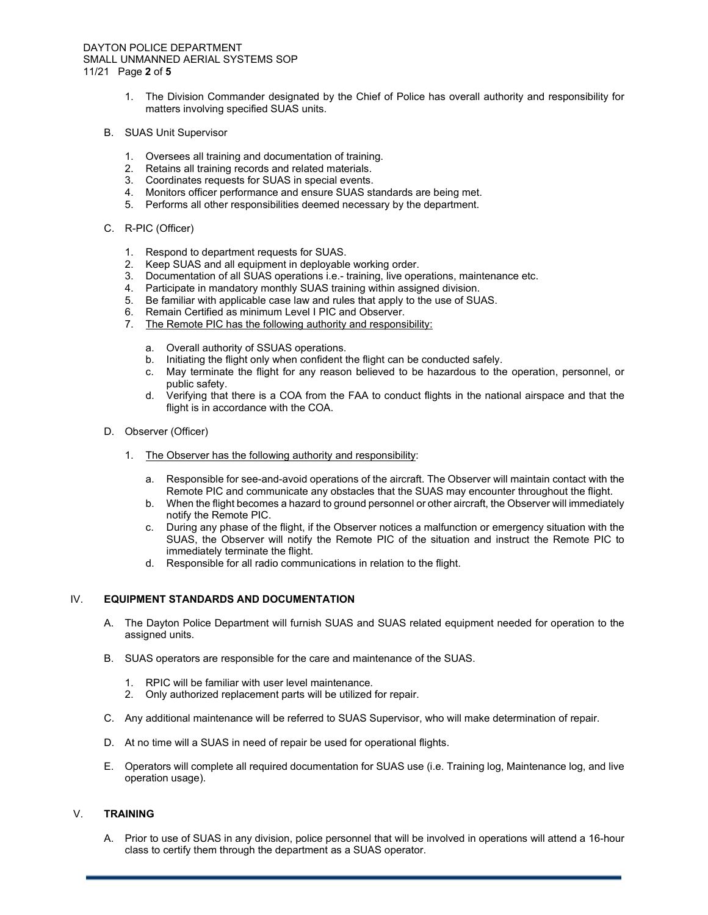1. The Division Commander designated by the Chief of Police has overall authority and responsibility for matters involving specified SUAS units.

B. SUAS Unit Supervisor

1. Oversees all training and documentation of training.
2. Retains all training records and related materials.
3. Coordinates requests for SUAS in special events.
4. Monitors officer performance and ensure SUAS standards are being met.
5. Performs all other responsibilities deemed necessary by the department.

C. R-PIC (Officer)

1. Respond to department requests for SUAS.
2. Keep SUAS and all equipment in deployable working order.
3. Documentation of all SUAS operations i.e.- training, live operations, maintenance etc.
4. Participate in mandatory monthly SUAS training within assigned division.
5. Be familiar with applicable case law and rules that apply to the use of SUAS.
6. Remain Certified as minimum Level I PIC and Observer.
7. <u>The Remote PIC has the following authority and responsibility:</u>

   a. Overall authority of SSUAS operations.
   b. Initiating the flight only when confident the flight can be conducted safely.
   c. May terminate the flight for any reason believed to be hazardous to the operation, personnel, or public safety.
   d. Verifying that there is a COA from the FAA to conduct flights in the national airspace and that the flight is in accordance with the COA.

D. Observer (Officer)

1. <u>The Observer has the following authority and responsibility</u>:

   a. Responsible for see-and-avoid operations of the aircraft. The Observer will maintain contact with the Remote PIC and communicate any obstacles that the SUAS may encounter throughout the flight.
   b. When the flight becomes a hazard to ground personnel or other aircraft, the Observer will immediately notify the Remote PIC.
   c. During any phase of the flight, if the Observer notices a malfunction or emergency situation with the SUAS, the Observer will notify the Remote PIC of the situation and instruct the Remote PIC to immediately terminate the flight.
   d. Responsible for all radio communications in relation to the flight.

## IV. EQUIPMENT STANDARDS AND DOCUMENTATION

A. The Dayton Police Department will furnish SUAS and SUAS related equipment needed for operation to the assigned units.

B. SUAS operators are responsible for the care and maintenance of the SUAS.

1. RPIC will be familiar with user level maintenance.
2. Only authorized replacement parts will be utilized for repair.

C. Any additional maintenance will be referred to SUAS Supervisor, who will make determination of repair.

D. At no time will a SUAS in need of repair be used for operational flights.

E. Operators will complete all required documentation for SUAS use (i.e. Training log, Maintenance log, and live operation usage).

## V. TRAINING

A. Prior to use of SUAS in any division, police personnel that will be involved in operations will attend a 16-hour class to certify them through the department as a SUAS operator.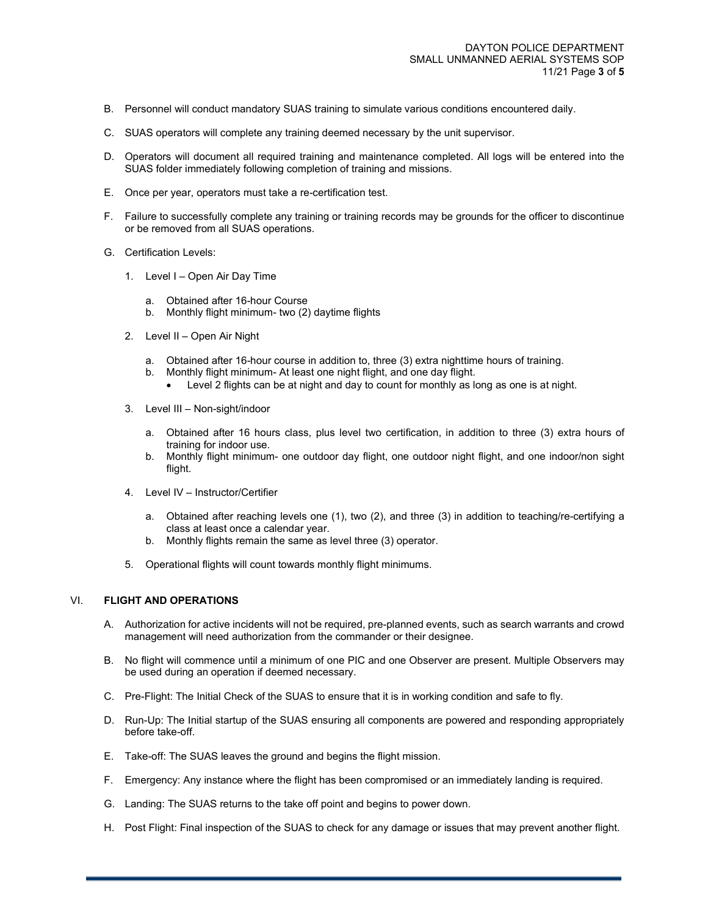B. Personnel will conduct mandatory SUAS training to simulate various conditions encountered daily.

C. SUAS operators will complete any training deemed necessary by the unit supervisor.

D. Operators will document all required training and maintenance completed. All logs will be entered into the SUAS folder immediately following completion of training and missions.

E. Once per year, operators must take a re-certification test.

F. Failure to successfully complete any training or training records may be grounds for the officer to discontinue or be removed from all SUAS operations.

G. Certification Levels:

1. Level I – Open Air Day Time

    a. Obtained after 16-hour Course
    b. Monthly flight minimum- two (2) daytime flights

2. Level II – Open Air Night

    a. Obtained after 16-hour course in addition to, three (3) extra nighttime hours of training.
    b. Monthly flight minimum- At least one night flight, and one day flight.
        - Level 2 flights can be at night and day to count for monthly as long as one is at night.

3. Level III – Non-sight/indoor

    a. Obtained after 16 hours class, plus level two certification, in addition to three (3) extra hours of training for indoor use.
    b. Monthly flight minimum- one outdoor day flight, one outdoor night flight, and one indoor/non sight flight.

4. Level IV – Instructor/Certifier

    a. Obtained after reaching levels one (1), two (2), and three (3) in addition to teaching/re-certifying a class at least once a calendar year.
    b. Monthly flights remain the same as level three (3) operator.

5. Operational flights will count towards monthly flight minimums.

## VI. FLIGHT AND OPERATIONS

A. Authorization for active incidents will not be required, pre-planned events, such as search warrants and crowd management will need authorization from the commander or their designee.

B. No flight will commence until a minimum of one PIC and one Observer are present. Multiple Observers may be used during an operation if deemed necessary.

C. Pre-Flight: The Initial Check of the SUAS to ensure that it is in working condition and safe to fly.

D. Run-Up: The Initial startup of the SUAS ensuring all components are powered and responding appropriately before take-off.

E. Take-off: The SUAS leaves the ground and begins the flight mission.

F. Emergency: Any instance where the flight has been compromised or an immediately landing is required.

G. Landing: The SUAS returns to the take off point and begins to power down.

H. Post Flight: Final inspection of the SUAS to check for any damage or issues that may prevent another flight.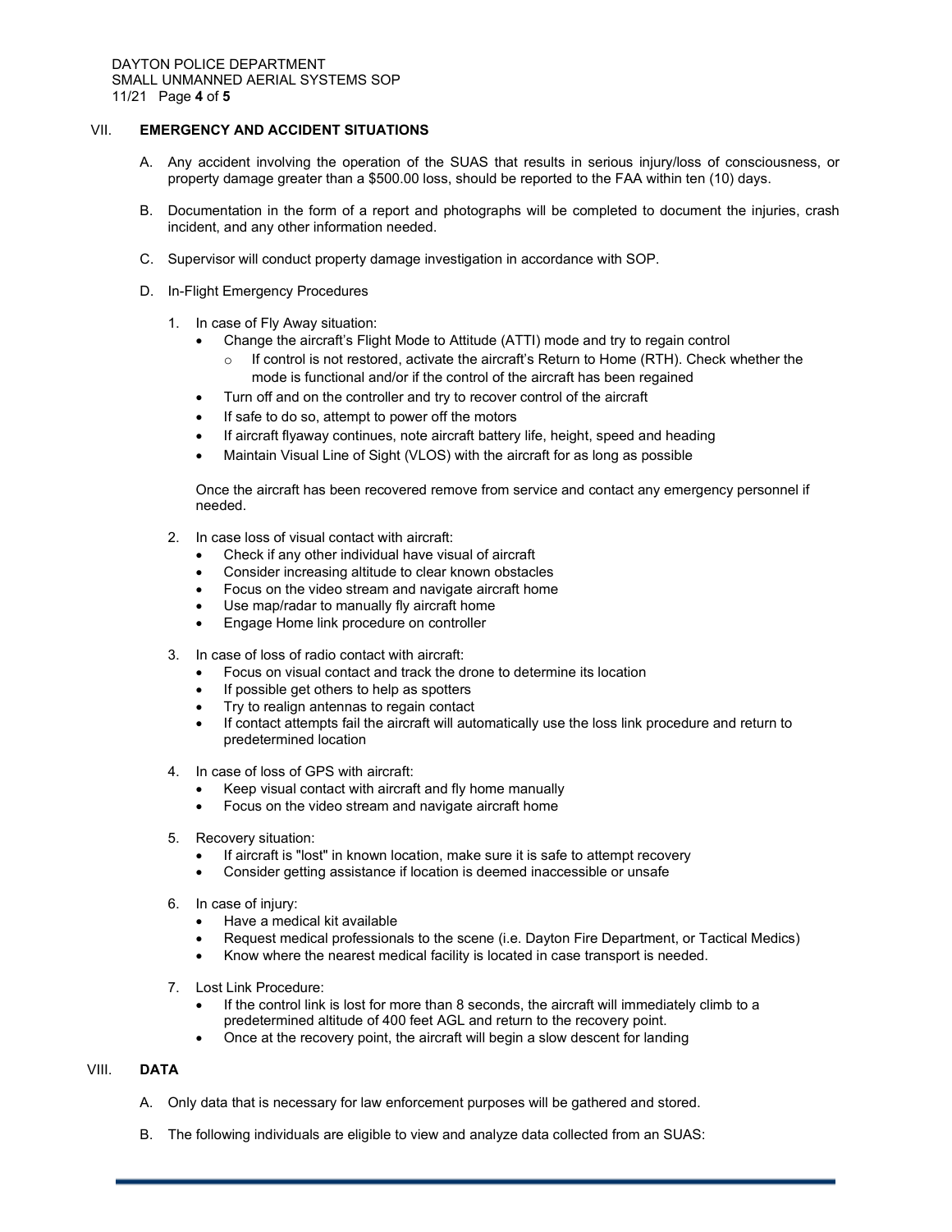## VII. EMERGENCY AND ACCIDENT SITUATIONS

A. Any accident involving the operation of the SUAS that results in serious injury/loss of consciousness, or property damage greater than a $500.00 loss, should be reported to the FAA within ten (10) days.

B. Documentation in the form of a report and photographs will be completed to document the injuries, crash incident, and any other information needed.

C. Supervisor will conduct property damage investigation in accordance with SOP.

D. In-Flight Emergency Procedures

1. In case of Fly Away situation:
   - Change the aircraft's Flight Mode to Attitude (ATTI) mode and try to regain control
     - If control is not restored, activate the aircraft's Return to Home (RTH). Check whether the mode is functional and/or if the control of the aircraft has been regained
   - Turn off and on the controller and try to recover control of the aircraft
   - If safe to do so, attempt to power off the motors
   - If aircraft flyaway continues, note aircraft battery life, height, speed and heading
   - Maintain Visual Line of Sight (VLOS) with the aircraft for as long as possible

   Once the aircraft has been recovered remove from service and contact any emergency personnel if needed.

2. In case loss of visual contact with aircraft:
   - Check if any other individual have visual of aircraft
   - Consider increasing altitude to clear known obstacles
   - Focus on the video stream and navigate aircraft home
   - Use map/radar to manually fly aircraft home
   - Engage Home link procedure on controller

3. In case of loss of radio contact with aircraft:
   - Focus on visual contact and track the drone to determine its location
   - If possible get others to help as spotters
   - Try to realign antennas to regain contact
   - If contact attempts fail the aircraft will automatically use the loss link procedure and return to predetermined location

4. In case of loss of GPS with aircraft:
   - Keep visual contact with aircraft and fly home manually
   - Focus on the video stream and navigate aircraft home

5. Recovery situation:
   - If aircraft is "lost" in known location, make sure it is safe to attempt recovery
   - Consider getting assistance if location is deemed inaccessible or unsafe

6. In case of injury:
   - Have a medical kit available
   - Request medical professionals to the scene (i.e. Dayton Fire Department, or Tactical Medics)
   - Know where the nearest medical facility is located in case transport is needed.

7. Lost Link Procedure:
   - If the control link is lost for more than 8 seconds, the aircraft will immediately climb to a predetermined altitude of 400 feet AGL and return to the recovery point.
   - Once at the recovery point, the aircraft will begin a slow descent for landing

## VIII. DATA

A. Only data that is necessary for law enforcement purposes will be gathered and stored.

B. The following individuals are eligible to view and analyze data collected from an SUAS: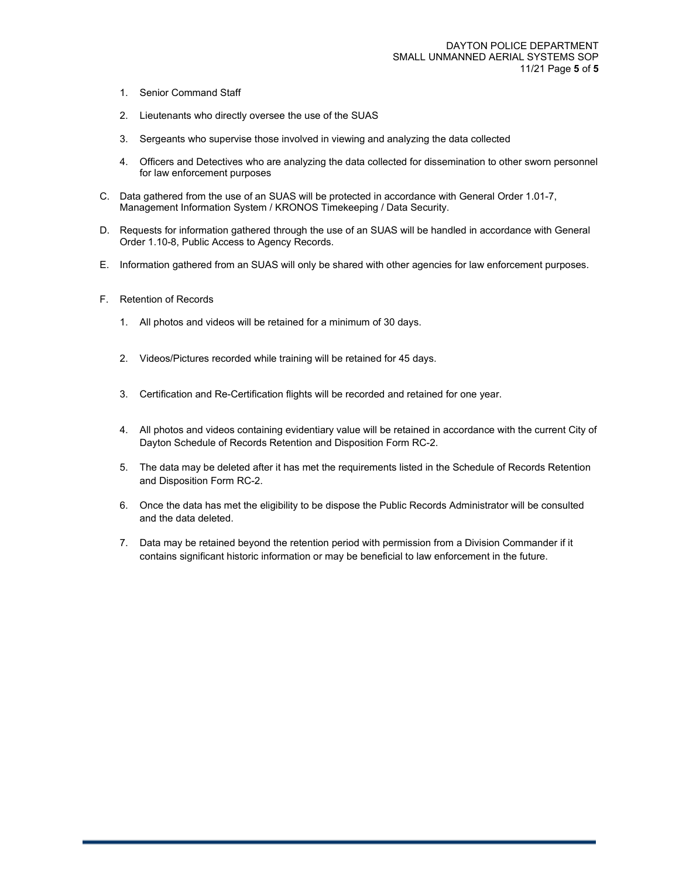1. Senior Command Staff

2. Lieutenants who directly oversee the use of the SUAS

3. Sergeants who supervise those involved in viewing and analyzing the data collected

4. Officers and Detectives who are analyzing the data collected for dissemination to other sworn personnel for law enforcement purposes

C. Data gathered from the use of an SUAS will be protected in accordance with General Order 1.01-7, Management Information System / KRONOS Timekeeping / Data Security.

D. Requests for information gathered through the use of an SUAS will be handled in accordance with General Order 1.10-8, Public Access to Agency Records.

E. Information gathered from an SUAS will only be shared with other agencies for law enforcement purposes.

F. Retention of Records

1. All photos and videos will be retained for a minimum of 30 days.

2. Videos/Pictures recorded while training will be retained for 45 days.

3. Certification and Re-Certification flights will be recorded and retained for one year.

4. All photos and videos containing evidentiary value will be retained in accordance with the current City of Dayton Schedule of Records Retention and Disposition Form RC-2.

5. The data may be deleted after it has met the requirements listed in the Schedule of Records Retention and Disposition Form RC-2.

6. Once the data has met the eligibility to be dispose the Public Records Administrator will be consulted and the data deleted.

7. Data may be retained beyond the retention period with permission from a Division Commander if it contains significant historic information or may be beneficial to law enforcement in the future.